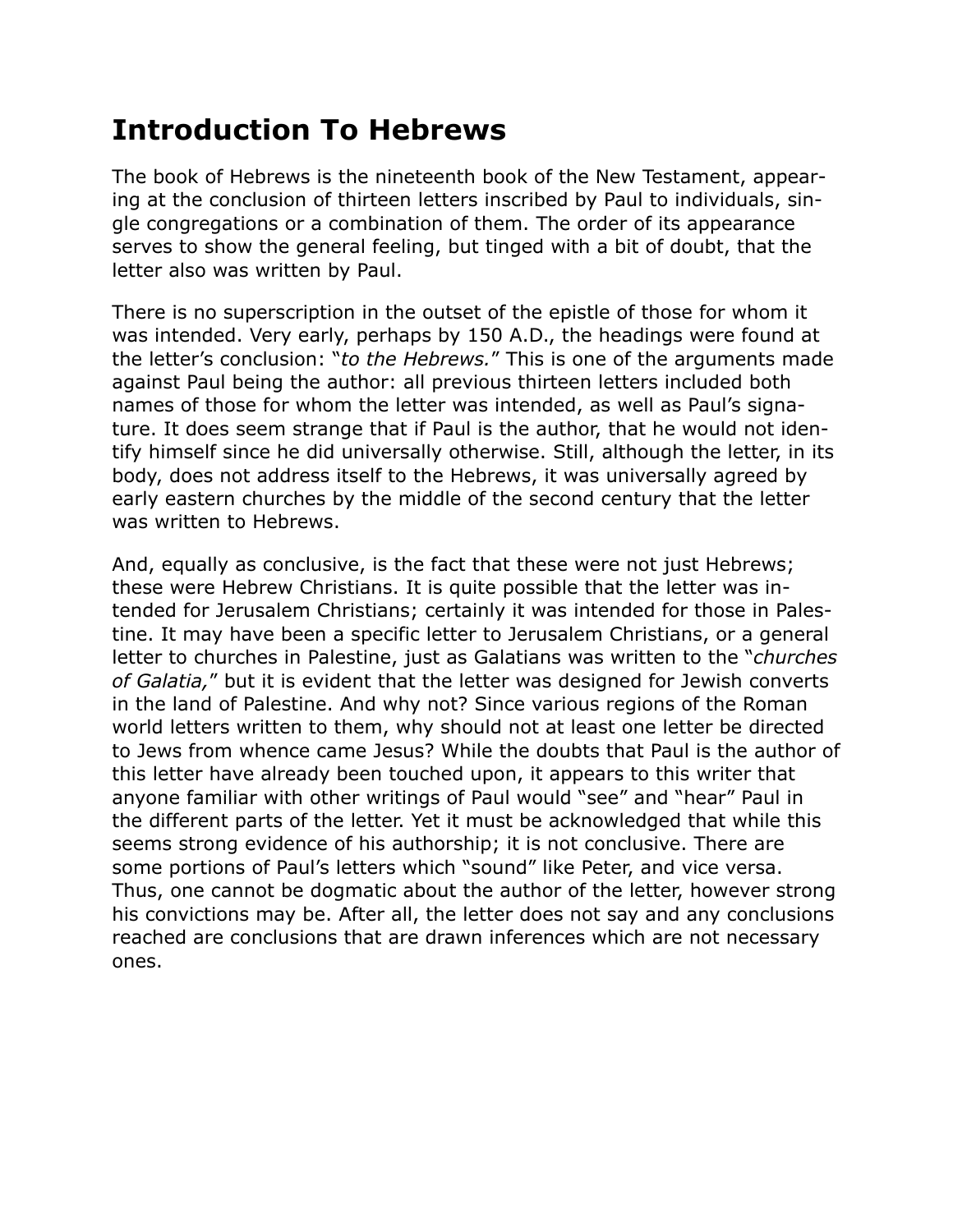# Introduction To Hebrews

The book of Hebrews is the nineteenth book of the New Testament, appearing at the conclusion of thirteen letters inscribed by Paul to individuals, single congregations or a combination of them. The order of its appearance serves to show the general feeling, but tinged with a bit of doubt, that the letter also was written by Paul.

There is no superscription in the outset of the epistle of those for whom it was intended. Very early, perhaps by 150 A.D., the headings were found at the letter's conclusion: "*to the Hebrews.*" This is one of the arguments made against Paul being the author: all previous thirteen letters included both names of those for whom the letter was intended, as well as Paul's signature. It does seem strange that if Paul is the author, that he would not identify himself since he did universally otherwise. Still, although the letter, in its body, does not address itself to the Hebrews, it was universally agreed by early eastern churches by the middle of the second century that the letter was written to Hebrews.

And, equally as conclusive, is the fact that these were not just Hebrews; these were Hebrew Christians. It is quite possible that the letter was intended for Jerusalem Christians; certainly it was intended for those in Palestine. It may have been a specific letter to Jerusalem Christians, or a general letter to churches in Palestine, just as Galatians was written to the "*churches of Galatia,*" but it is evident that the letter was designed for Jewish converts in the land of Palestine. And why not? Since various regions of the Roman world letters written to them, why should not at least one letter be directed to Jews from whence came Jesus? While the doubts that Paul is the author of this letter have already been touched upon, it appears to this writer that anyone familiar with other writings of Paul would "see" and "hear" Paul in the different parts of the letter. Yet it must be acknowledged that while this seems strong evidence of his authorship; it is not conclusive. There are some portions of Paul's letters which "sound" like Peter, and vice versa. Thus, one cannot be dogmatic about the author of the letter, however strong his convictions may be. After all, the letter does not say and any conclusions reached are conclusions that are drawn inferences which are not necessary ones.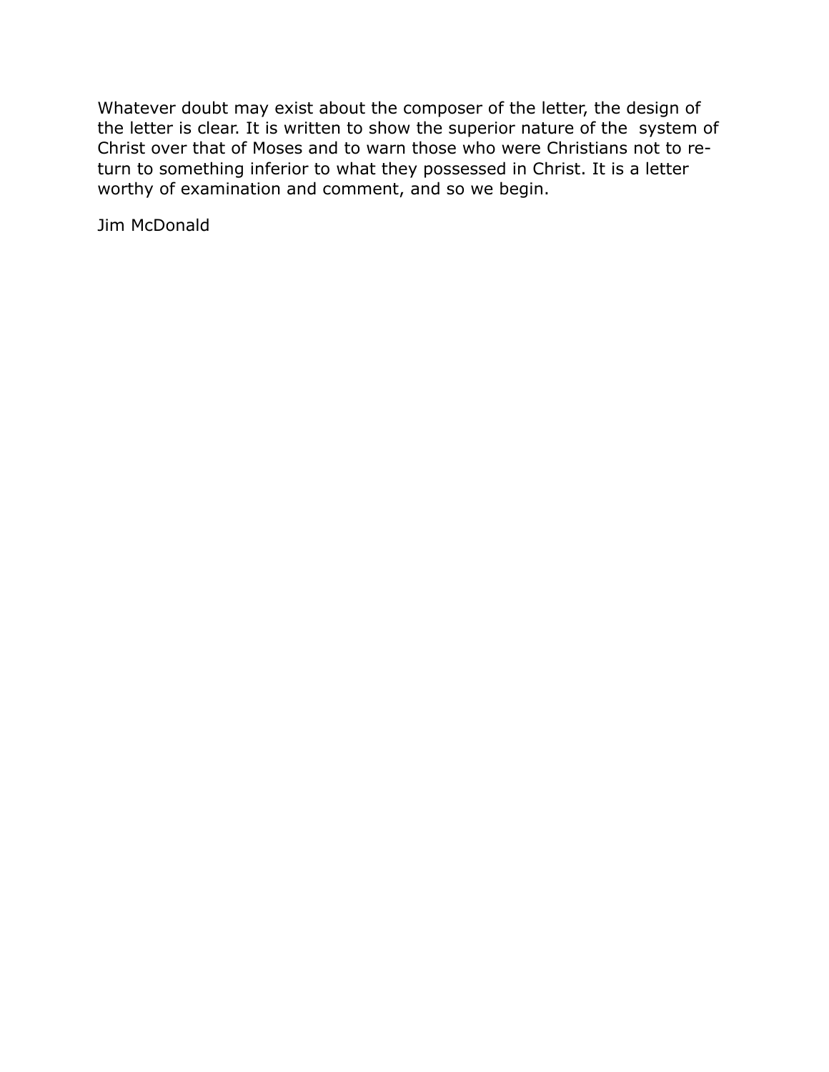Whatever doubt may exist about the composer of the letter, the design of the letter is clear. It is written to show the superior nature of the system of Christ over that of Moses and to warn those who were Christians not to return to something inferior to what they possessed in Christ. It is a letter worthy of examination and comment, and so we begin.

Jim McDonald